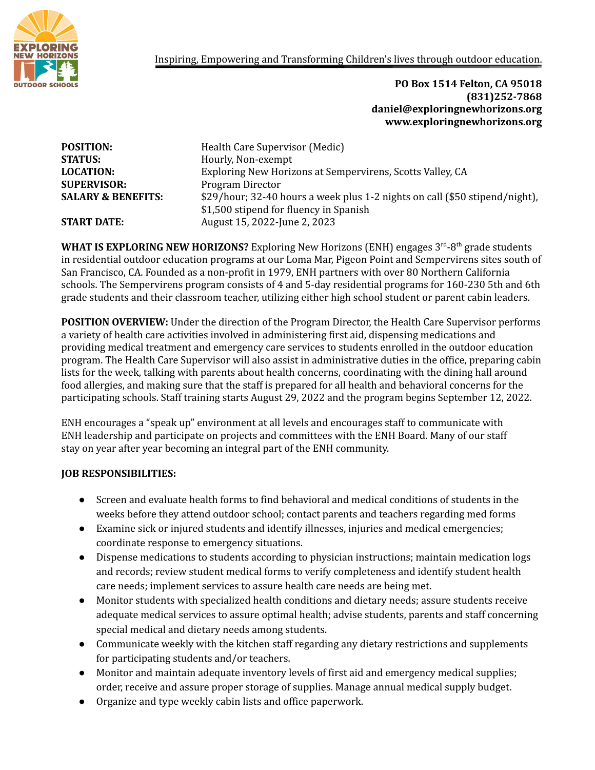Inspiring, Empowering and Transforming Children's lives through outdoor education.

**PO Box 1514 Felton, CA 95018**
**(831)252-7868**
**daniel@exploringnewhorizons.org**
**www.exploringnewhorizons.org**

| | |
|---|---|
| **POSITION:** | Health Care Supervisor (Medic) |
| **STATUS:** | Hourly, Non-exempt |
| **LOCATION:** | Exploring New Horizons at Sempervirens, Scotts Valley, CA |
| **SUPERVISOR:** | Program Director |
| **SALARY & BENEFITS:** | $29/hour; 32-40 hours a week plus 1-2 nights on call ($50 stipend/night), $1,500 stipend for fluency in Spanish |
| **START DATE:** | August 15, 2022-June 2, 2023 |

**WHAT IS EXPLORING NEW HORIZONS?** Exploring New Horizons (ENH) engages 3rd-8th grade students in residential outdoor education programs at our Loma Mar, Pigeon Point and Sempervirens sites south of San Francisco, CA. Founded as a non-profit in 1979, ENH partners with over 80 Northern California schools. The Sempervirens program consists of 4 and 5-day residential programs for 160-230 5th and 6th grade students and their classroom teacher, utilizing either high school student or parent cabin leaders.

**POSITION OVERVIEW:** Under the direction of the Program Director, the Health Care Supervisor performs a variety of health care activities involved in administering first aid, dispensing medications and providing medical treatment and emergency care services to students enrolled in the outdoor education program. The Health Care Supervisor will also assist in administrative duties in the office, preparing cabin lists for the week, talking with parents about health concerns, coordinating with the dining hall around food allergies, and making sure that the staff is prepared for all health and behavioral concerns for the participating schools. Staff training starts August 29, 2022 and the program begins September 12, 2022.

ENH encourages a "speak up" environment at all levels and encourages staff to communicate with ENH leadership and participate on projects and committees with the ENH Board. Many of our staff stay on year after year becoming an integral part of the ENH community.

**JOB RESPONSIBILITIES:**

- Screen and evaluate health forms to find behavioral and medical conditions of students in the weeks before they attend outdoor school; contact parents and teachers regarding med forms
- Examine sick or injured students and identify illnesses, injuries and medical emergencies; coordinate response to emergency situations.
- Dispense medications to students according to physician instructions; maintain medication logs and records; review student medical forms to verify completeness and identify student health care needs; implement services to assure health care needs are being met.
- Monitor students with specialized health conditions and dietary needs; assure students receive adequate medical services to assure optimal health; advise students, parents and staff concerning special medical and dietary needs among students.
- Communicate weekly with the kitchen staff regarding any dietary restrictions and supplements for participating students and/or teachers.
- Monitor and maintain adequate inventory levels of first aid and emergency medical supplies; order, receive and assure proper storage of supplies. Manage annual medical supply budget.
- Organize and type weekly cabin lists and office paperwork.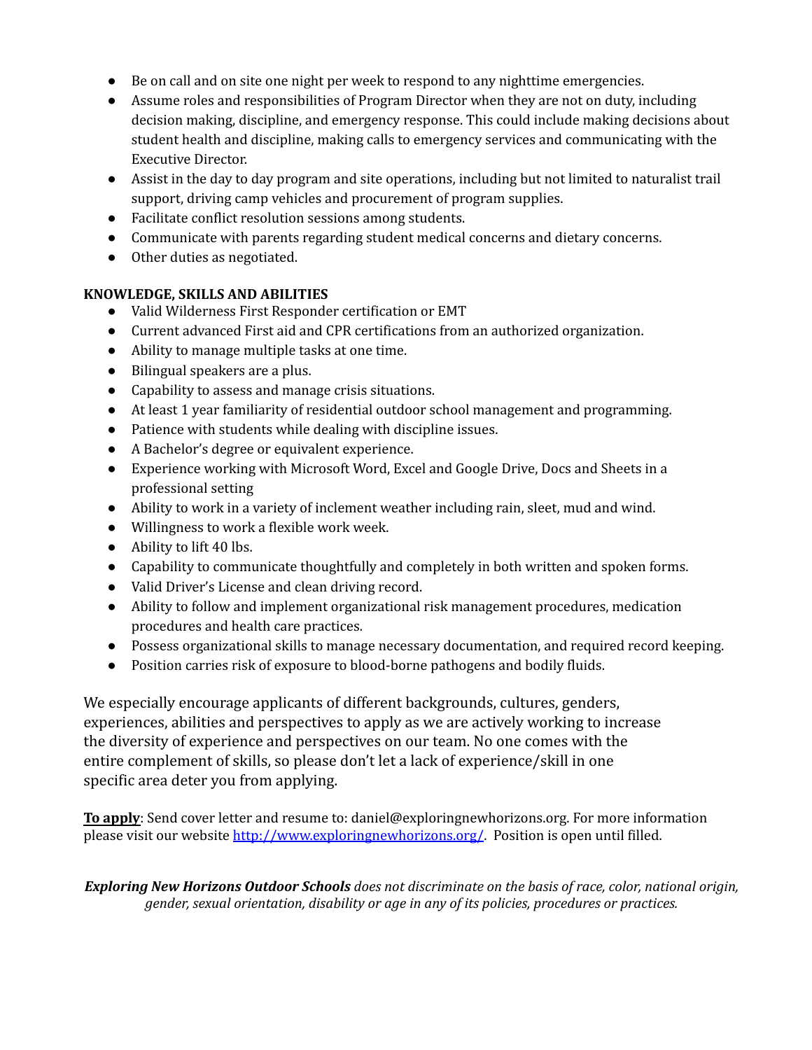- Be on call and on site one night per week to respond to any nighttime emergencies.
- Assume roles and responsibilities of Program Director when they are not on duty, including decision making, discipline, and emergency response. This could include making decisions about student health and discipline, making calls to emergency services and communicating with the Executive Director.
- Assist in the day to day program and site operations, including but not limited to naturalist trail support, driving camp vehicles and procurement of program supplies.
- Facilitate conflict resolution sessions among students.
- Communicate with parents regarding student medical concerns and dietary concerns.
- Other duties as negotiated.

**KNOWLEDGE, SKILLS AND ABILITIES**

- Valid Wilderness First Responder certification or EMT
- Current advanced First aid and CPR certifications from an authorized organization.
- Ability to manage multiple tasks at one time.
- Bilingual speakers are a plus.
- Capability to assess and manage crisis situations.
- At least 1 year familiarity of residential outdoor school management and programming.
- Patience with students while dealing with discipline issues.
- A Bachelor's degree or equivalent experience.
- Experience working with Microsoft Word, Excel and Google Drive, Docs and Sheets in a professional setting
- Ability to work in a variety of inclement weather including rain, sleet, mud and wind.
- Willingness to work a flexible work week.
- Ability to lift 40 lbs.
- Capability to communicate thoughtfully and completely in both written and spoken forms.
- Valid Driver's License and clean driving record.
- Ability to follow and implement organizational risk management procedures, medication procedures and health care practices.
- Possess organizational skills to manage necessary documentation, and required record keeping.
- Position carries risk of exposure to blood-borne pathogens and bodily fluids.

We especially encourage applicants of different backgrounds, cultures, genders, experiences, abilities and perspectives to apply as we are actively working to increase the diversity of experience and perspectives on our team. No one comes with the entire complement of skills, so please don't let a lack of experience/skill in one specific area deter you from applying.

**To apply**: Send cover letter and resume to: daniel@exploringnewhorizons.org. For more information please visit our website http://www.exploringnewhorizons.org/. Position is open until filled.

***Exploring New Horizons Outdoor Schools*** *does not discriminate on the basis of race, color, national origin, gender, sexual orientation, disability or age in any of its policies, procedures or practices.*